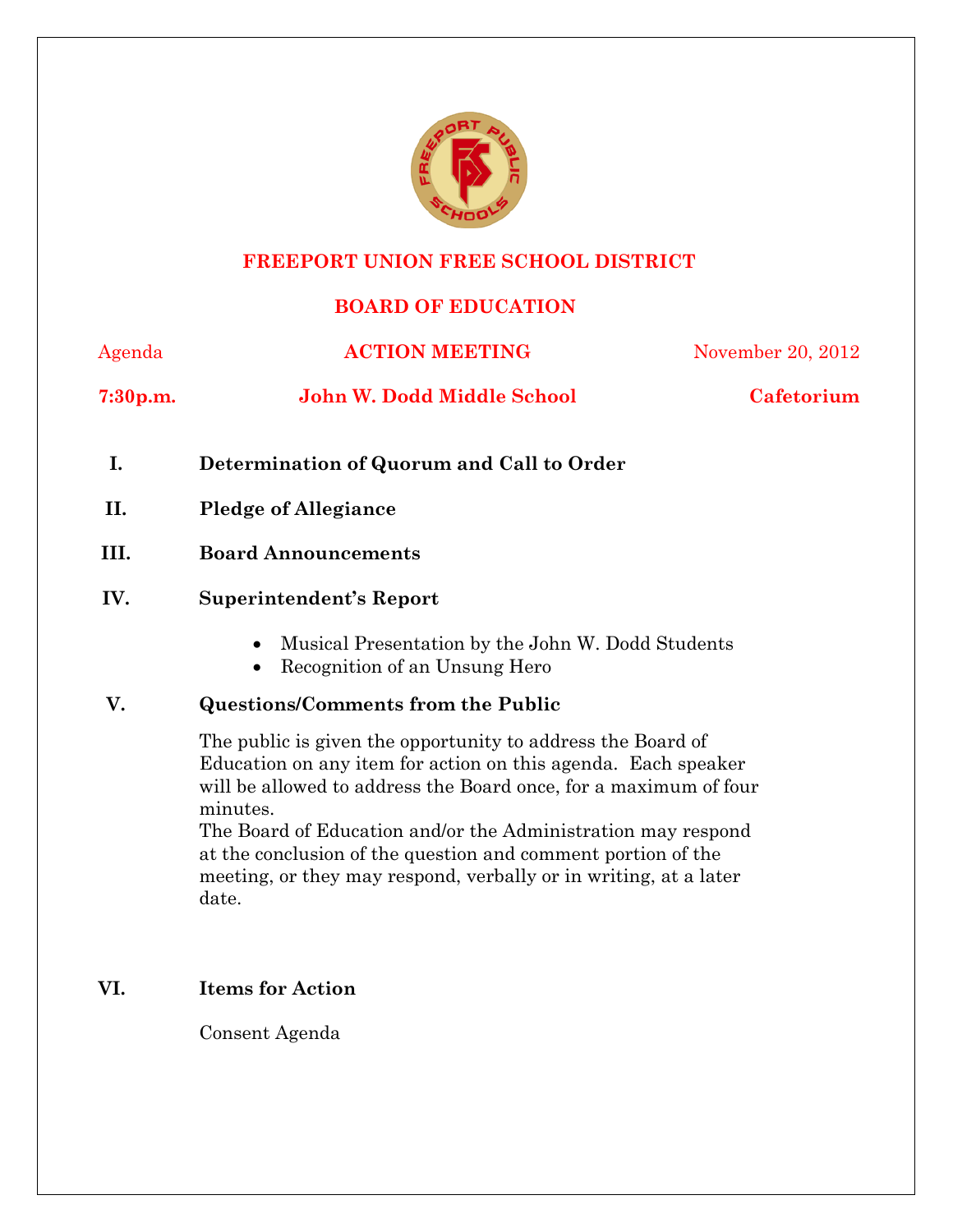# FREEPORT UNION FREE SCHOOL DISTRICT

## BOARD OF EDUCATION

Agenda | **ACTION MEETING** | November 20, 2012

**7:30p.m.** | **John W. Dodd Middle School** | **Cafetorium**

**I. Determination of Quorum and Call to Order**

**II. Pledge of Allegiance**

**III. Board Announcements**

**IV. Superintendent's Report**

- Musical Presentation by the John W. Dodd Students
- Recognition of an Unsung Hero

**V. Questions/Comments from the Public**

The public is given the opportunity to address the Board of Education on any item for action on this agenda. Each speaker will be allowed to address the Board once, for a maximum of four minutes.

The Board of Education and/or the Administration may respond at the conclusion of the question and comment portion of the meeting, or they may respond, verbally or in writing, at a later date.

**VI. Items for Action**

Consent Agenda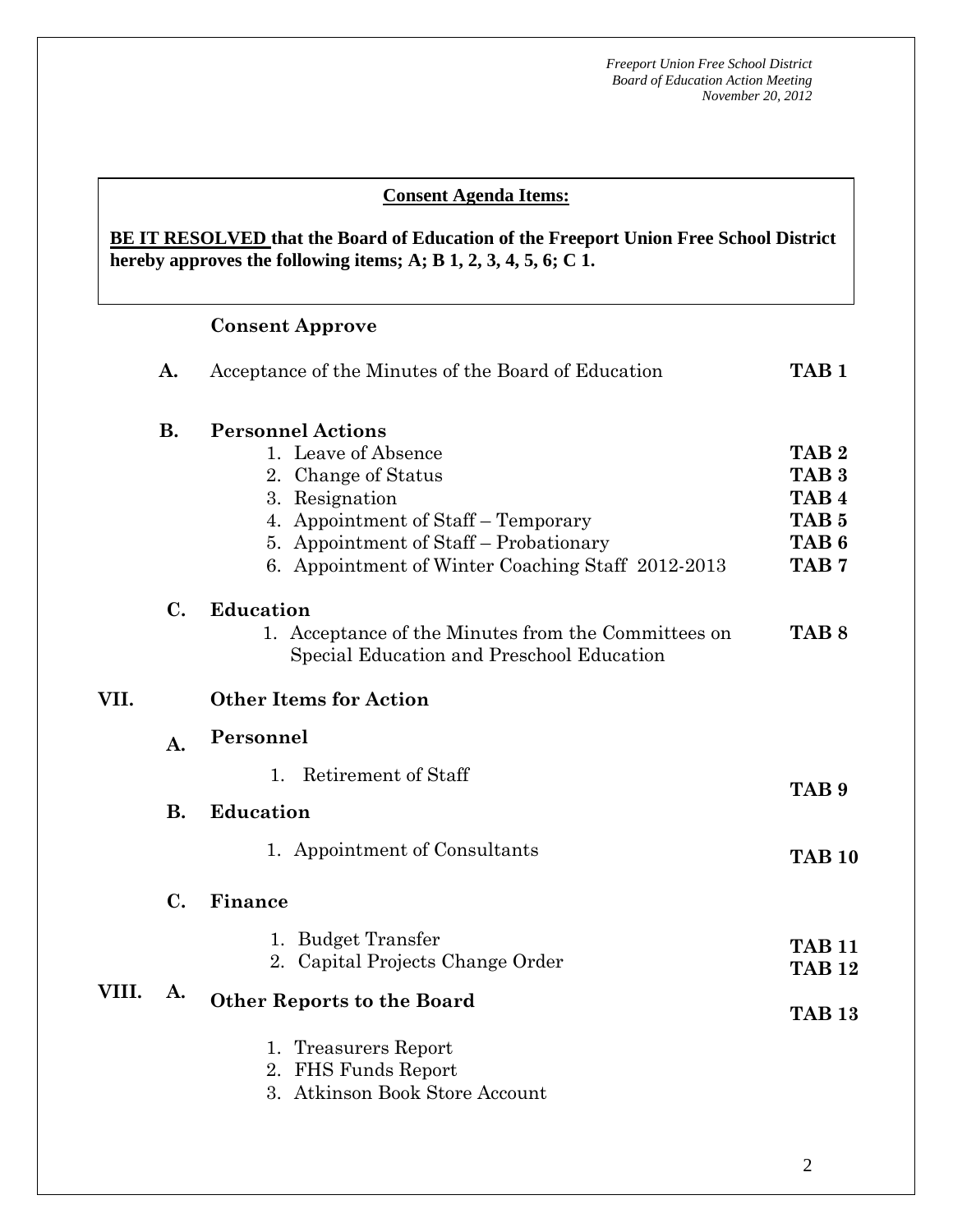**Consent Agenda Items:**

**BE IT RESOLVED that the Board of Education of the Freeport Union Free School District hereby approves the following items; A; B 1, 2, 3, 4, 5, 6; C 1.**

**Consent Approve**

**A.** Acceptance of the Minutes of the Board of Education **TAB 1**

**B. Personnel Actions**

1. Leave of Absence **TAB 2**
2. Change of Status **TAB 3**
3. Resignation **TAB 4**
4. Appointment of Staff – Temporary **TAB 5**
5. Appointment of Staff – Probationary **TAB 6**
6. Appointment of Winter Coaching Staff 2012-2013 **TAB 7**

**C. Education**

1. Acceptance of the Minutes from the Committees on Special Education and Preschool Education **TAB 8**

## VII. Other Items for Action

**A. Personnel**

1. Retirement of Staff **TAB 9**

**B. Education**

1. Appointment of Consultants **TAB 10**

**C. Finance**

1. Budget Transfer **TAB 11**
2. Capital Projects Change Order **TAB 12**

## VIII. A. Other Reports to the Board **TAB 13**

1. Treasurers Report
2. FHS Funds Report
3. Atkinson Book Store Account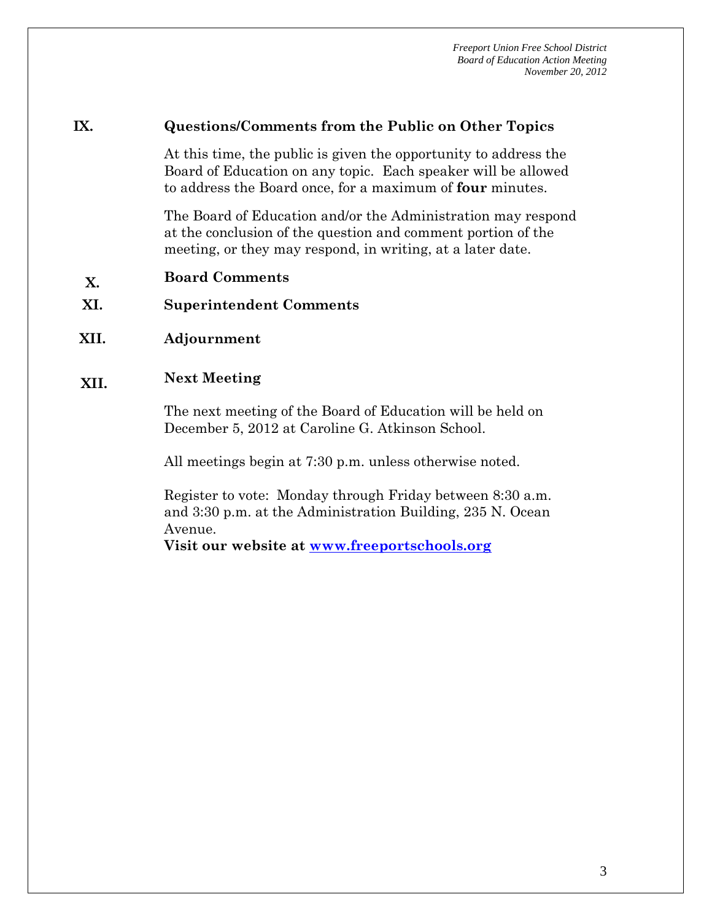## IX. Questions/Comments from the Public on Other Topics

At this time, the public is given the opportunity to address the Board of Education on any topic. Each speaker will be allowed to address the Board once, for a maximum of **four** minutes.

The Board of Education and/or the Administration may respond at the conclusion of the question and comment portion of the meeting, or they may respond, in writing, at a later date.

## X. Board Comments

## XI. Superintendent Comments

## XII. Adjournment

## XII. Next Meeting

The next meeting of the Board of Education will be held on December 5, 2012 at Caroline G. Atkinson School.

All meetings begin at 7:30 p.m. unless otherwise noted.

Register to vote: Monday through Friday between 8:30 a.m. and 3:30 p.m. at the Administration Building, 235 N. Ocean Avenue.

**Visit our website at [www.freeportschools.org](http://www.freeportschools.org)**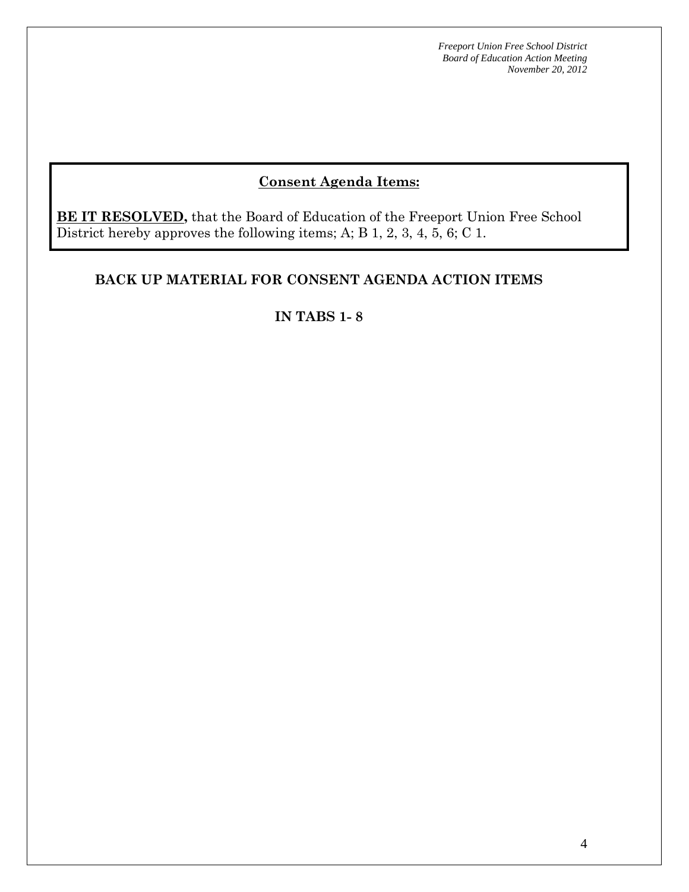**Consent Agenda Items:**

**BE IT RESOLVED,** that the Board of Education of the Freeport Union Free School District hereby approves the following items; A; B 1, 2, 3, 4, 5, 6; C 1.

**BACK UP MATERIAL FOR CONSENT AGENDA ACTION ITEMS**

**IN TABS 1- 8**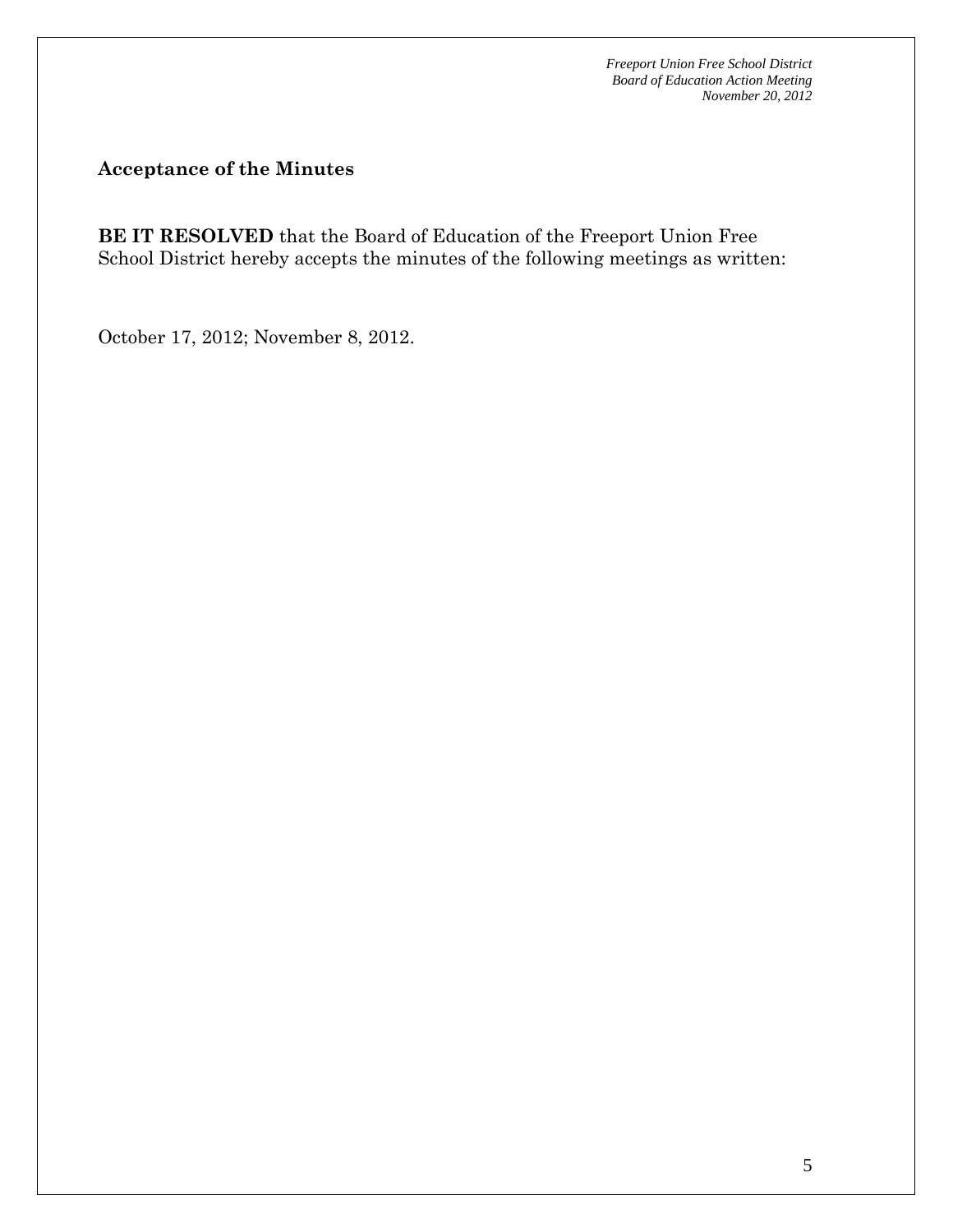## Acceptance of the Minutes

**BE IT RESOLVED** that the Board of Education of the Freeport Union Free School District hereby accepts the minutes of the following meetings as written:

October 17, 2012; November 8, 2012.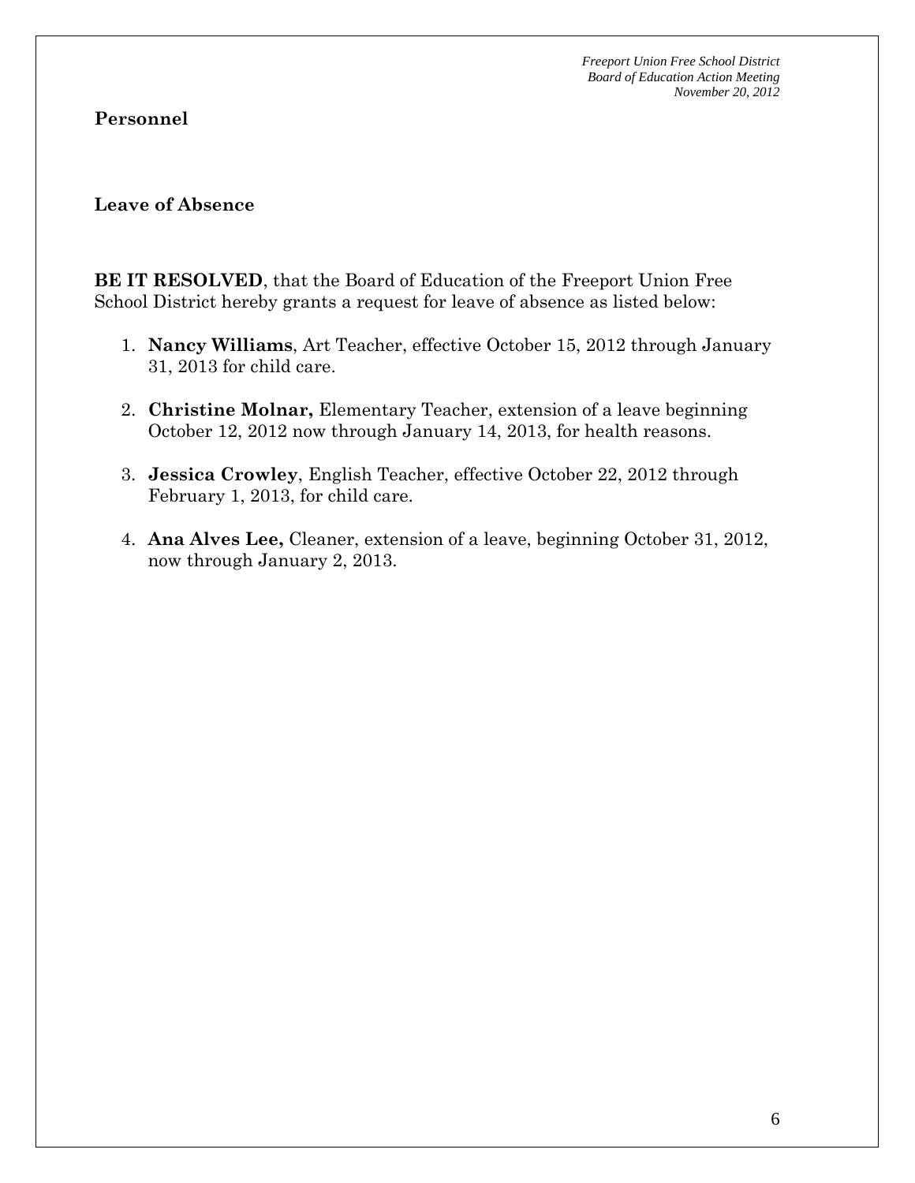**Personnel**

**Leave of Absence**

**BE IT RESOLVED**, that the Board of Education of the Freeport Union Free School District hereby grants a request for leave of absence as listed below:

1. **Nancy Williams**, Art Teacher, effective October 15, 2012 through January 31, 2013 for child care.

2. **Christine Molnar,** Elementary Teacher, extension of a leave beginning October 12, 2012 now through January 14, 2013, for health reasons.

3. **Jessica Crowley**, English Teacher, effective October 22, 2012 through February 1, 2013, for child care.

4. **Ana Alves Lee,** Cleaner, extension of a leave, beginning October 31, 2012, now through January 2, 2013.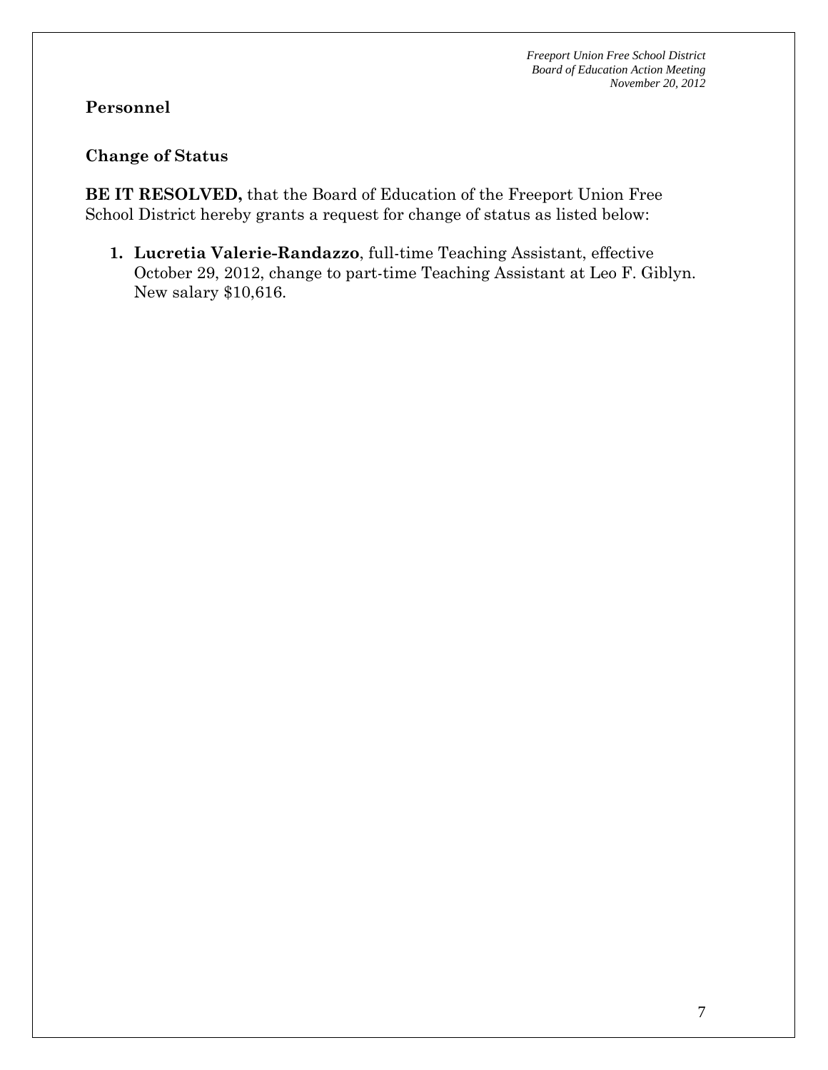**Personnel**

**Change of Status**

**BE IT RESOLVED,** that the Board of Education of the Freeport Union Free School District hereby grants a request for change of status as listed below:

1. **Lucretia Valerie-Randazzo**, full-time Teaching Assistant, effective October 29, 2012, change to part-time Teaching Assistant at Leo F. Giblyn. New salary $10,616.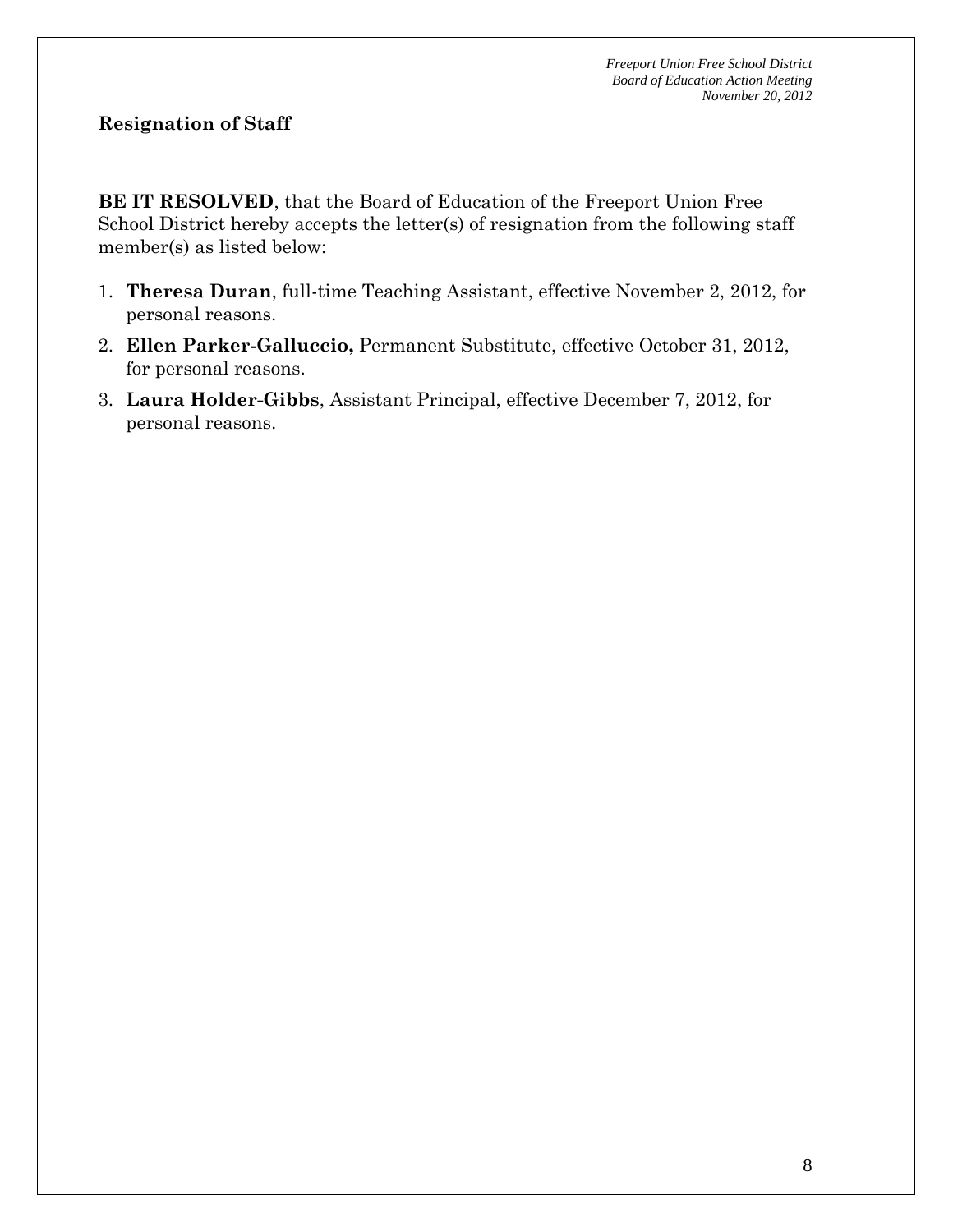## Resignation of Staff

**BE IT RESOLVED**, that the Board of Education of the Freeport Union Free School District hereby accepts the letter(s) of resignation from the following staff member(s) as listed below:

1. **Theresa Duran**, full-time Teaching Assistant, effective November 2, 2012, for personal reasons.
2. **Ellen Parker-Galluccio,** Permanent Substitute, effective October 31, 2012, for personal reasons.
3. **Laura Holder-Gibbs**, Assistant Principal, effective December 7, 2012, for personal reasons.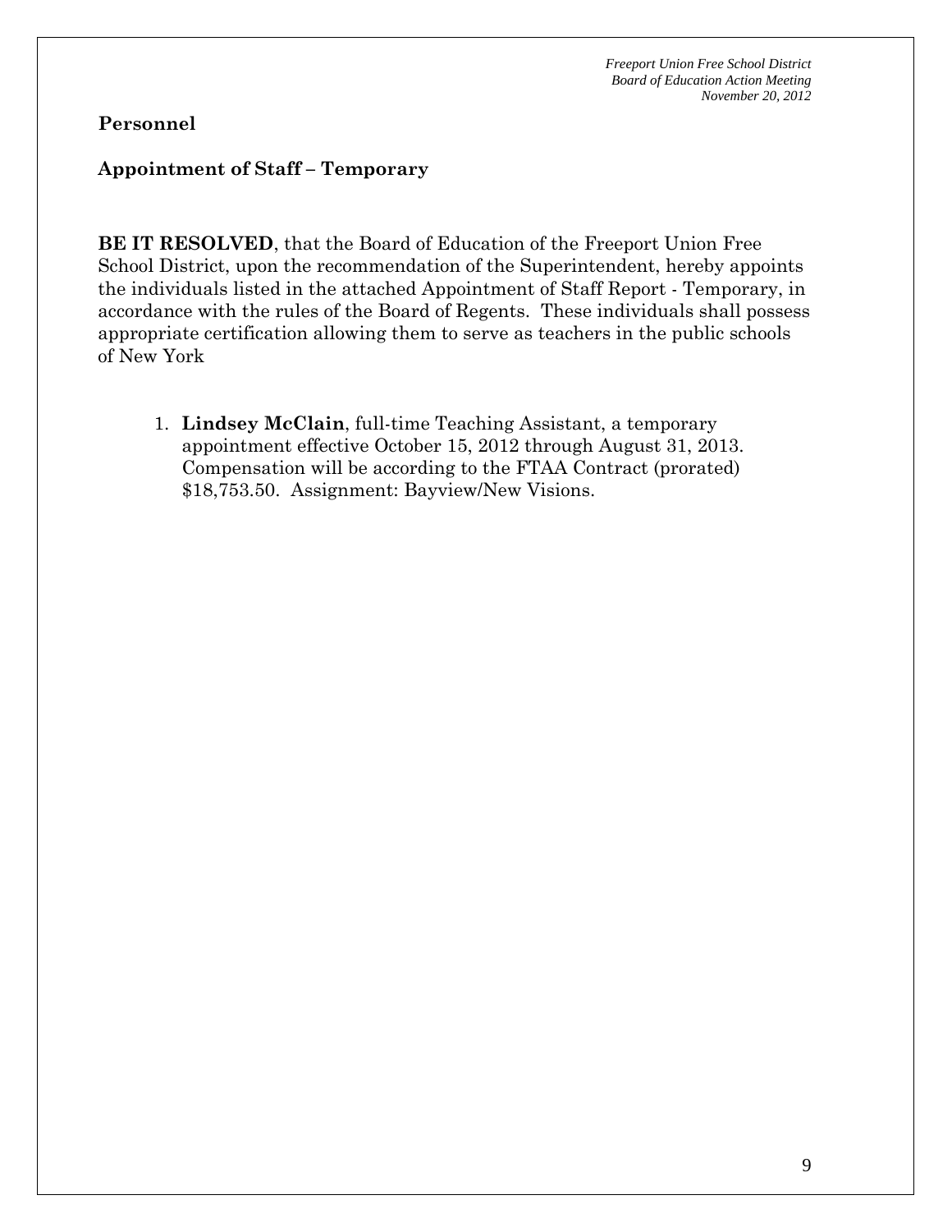## Personnel

### Appointment of Staff – Temporary

**BE IT RESOLVED**, that the Board of Education of the Freeport Union Free School District, upon the recommendation of the Superintendent, hereby appoints the individuals listed in the attached Appointment of Staff Report - Temporary, in accordance with the rules of the Board of Regents. These individuals shall possess appropriate certification allowing them to serve as teachers in the public schools of New York

1. **Lindsey McClain**, full-time Teaching Assistant, a temporary appointment effective October 15, 2012 through August 31, 2013. Compensation will be according to the FTAA Contract (prorated) $18,753.50. Assignment: Bayview/New Visions.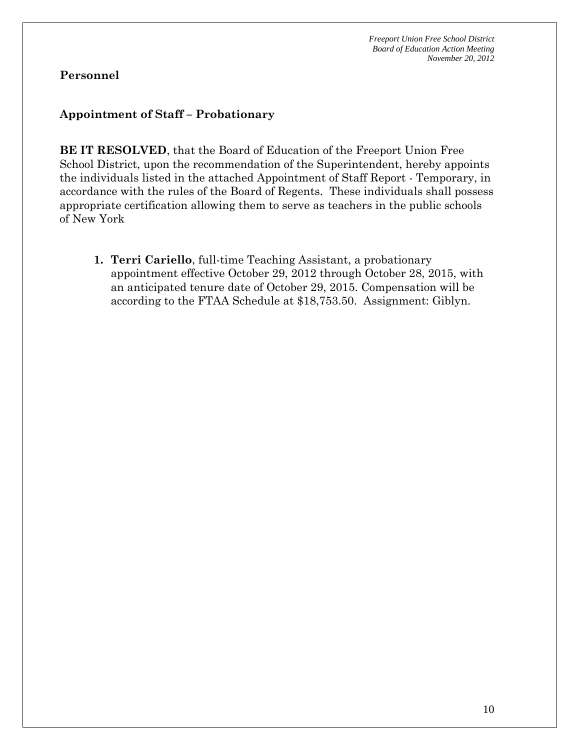**Personnel**

**Appointment of Staff – Probationary**

**BE IT RESOLVED**, that the Board of Education of the Freeport Union Free School District, upon the recommendation of the Superintendent, hereby appoints the individuals listed in the attached Appointment of Staff Report - Temporary, in accordance with the rules of the Board of Regents. These individuals shall possess appropriate certification allowing them to serve as teachers in the public schools of New York

1. **Terri Cariello**, full-time Teaching Assistant, a probationary appointment effective October 29, 2012 through October 28, 2015, with an anticipated tenure date of October 29, 2015. Compensation will be according to the FTAA Schedule at $18,753.50. Assignment: Giblyn.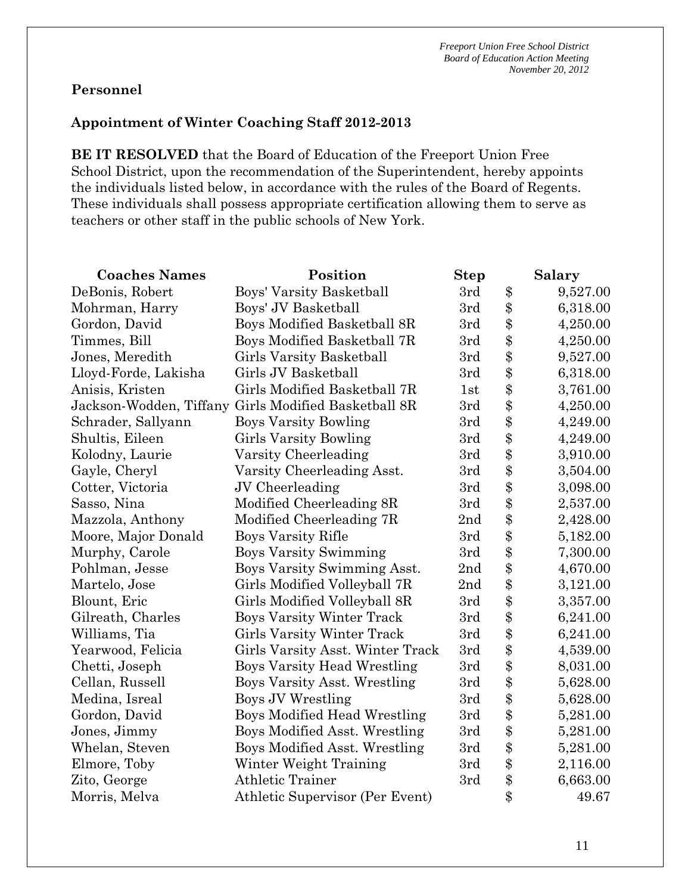## Personnel

### Appointment of Winter Coaching Staff 2012-2013

**BE IT RESOLVED** that the Board of Education of the Freeport Union Free School District, upon the recommendation of the Superintendent, hereby appoints the individuals listed below, in accordance with the rules of the Board of Regents. These individuals shall possess appropriate certification allowing them to serve as teachers or other staff in the public schools of New York.

| Coaches Names | Position | Step | | Salary |
|---|---|---|---|---|
| DeBonis, Robert | Boys' Varsity Basketball | 3rd | $ | 9,527.00 |
| Mohrman, Harry | Boys' JV Basketball | 3rd | $ | 6,318.00 |
| Gordon, David | Boys Modified Basketball 8R | 3rd | $ | 4,250.00 |
| Timmes, Bill | Boys Modified Basketball 7R | 3rd | $ | 4,250.00 |
| Jones, Meredith | Girls Varsity Basketball | 3rd | $ | 9,527.00 |
| Lloyd-Forde, Lakisha | Girls JV Basketball | 3rd | $ | 6,318.00 |
| Anisis, Kristen | Girls Modified Basketball 7R | 1st | $ | 3,761.00 |
| Jackson-Wodden, Tiffany | Girls Modified Basketball 8R | 3rd | $ | 4,250.00 |
| Schrader, Sallyann | Boys Varsity Bowling | 3rd | $ | 4,249.00 |
| Shultis, Eileen | Girls Varsity Bowling | 3rd | $ | 4,249.00 |
| Kolodny, Laurie | Varsity Cheerleading | 3rd | $ | 3,910.00 |
| Gayle, Cheryl | Varsity Cheerleading Asst. | 3rd | $ | 3,504.00 |
| Cotter, Victoria | JV Cheerleading | 3rd | $ | 3,098.00 |
| Sasso, Nina | Modified Cheerleading 8R | 3rd | $ | 2,537.00 |
| Mazzola, Anthony | Modified Cheerleading 7R | 2nd | $ | 2,428.00 |
| Moore, Major Donald | Boys Varsity Rifle | 3rd | $ | 5,182.00 |
| Murphy, Carole | Boys Varsity Swimming | 3rd | $ | 7,300.00 |
| Pohlman, Jesse | Boys Varsity Swimming Asst. | 2nd | $ | 4,670.00 |
| Martelo, Jose | Girls Modified Volleyball 7R | 2nd | $ | 3,121.00 |
| Blount, Eric | Girls Modified Volleyball 8R | 3rd | $ | 3,357.00 |
| Gilreath, Charles | Boys Varsity Winter Track | 3rd | $ | 6,241.00 |
| Williams, Tia | Girls Varsity Winter Track | 3rd | $ | 6,241.00 |
| Yearwood, Felicia | Girls Varsity Asst. Winter Track | 3rd | $ | 4,539.00 |
| Chetti, Joseph | Boys Varsity Head Wrestling | 3rd | $ | 8,031.00 |
| Cellan, Russell | Boys Varsity Asst. Wrestling | 3rd | $ | 5,628.00 |
| Medina, Isreal | Boys JV Wrestling | 3rd | $ | 5,628.00 |
| Gordon, David | Boys Modified Head Wrestling | 3rd | $ | 5,281.00 |
| Jones, Jimmy | Boys Modified Asst. Wrestling | 3rd | $ | 5,281.00 |
| Whelan, Steven | Boys Modified Asst. Wrestling | 3rd | $ | 5,281.00 |
| Elmore, Toby | Winter Weight Training | 3rd | $ | 2,116.00 |
| Zito, George | Athletic Trainer | 3rd | $ | 6,663.00 |
| Morris, Melva | Athletic Supervisor (Per Event) | | $ | 49.67 |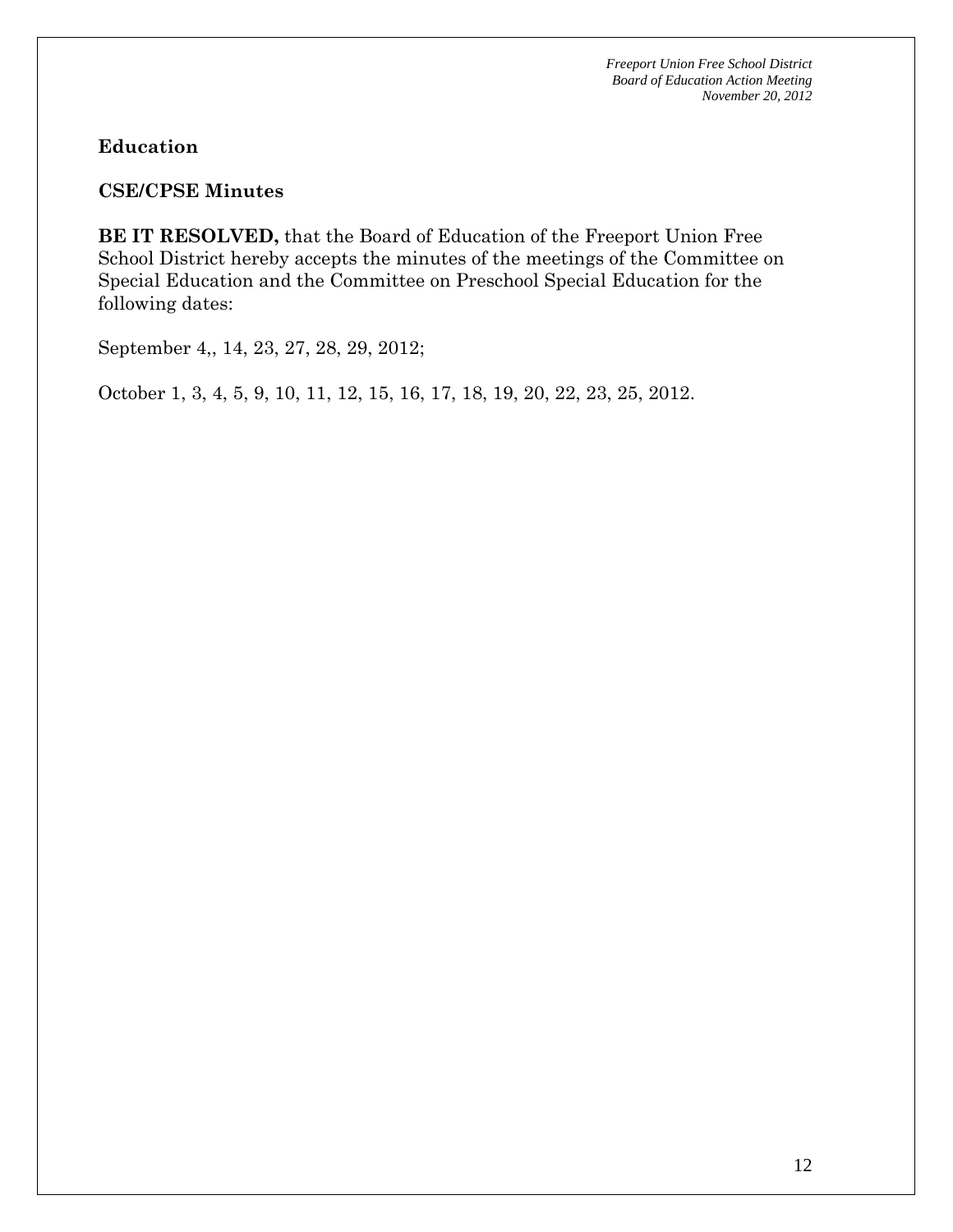**Education**

**CSE/CPSE Minutes**

**BE IT RESOLVED,** that the Board of Education of the Freeport Union Free School District hereby accepts the minutes of the meetings of the Committee on Special Education and the Committee on Preschool Special Education for the following dates:

September 4,, 14, 23, 27, 28, 29, 2012;

October 1, 3, 4, 5, 9, 10, 11, 12, 15, 16, 17, 18, 19, 20, 22, 23, 25, 2012.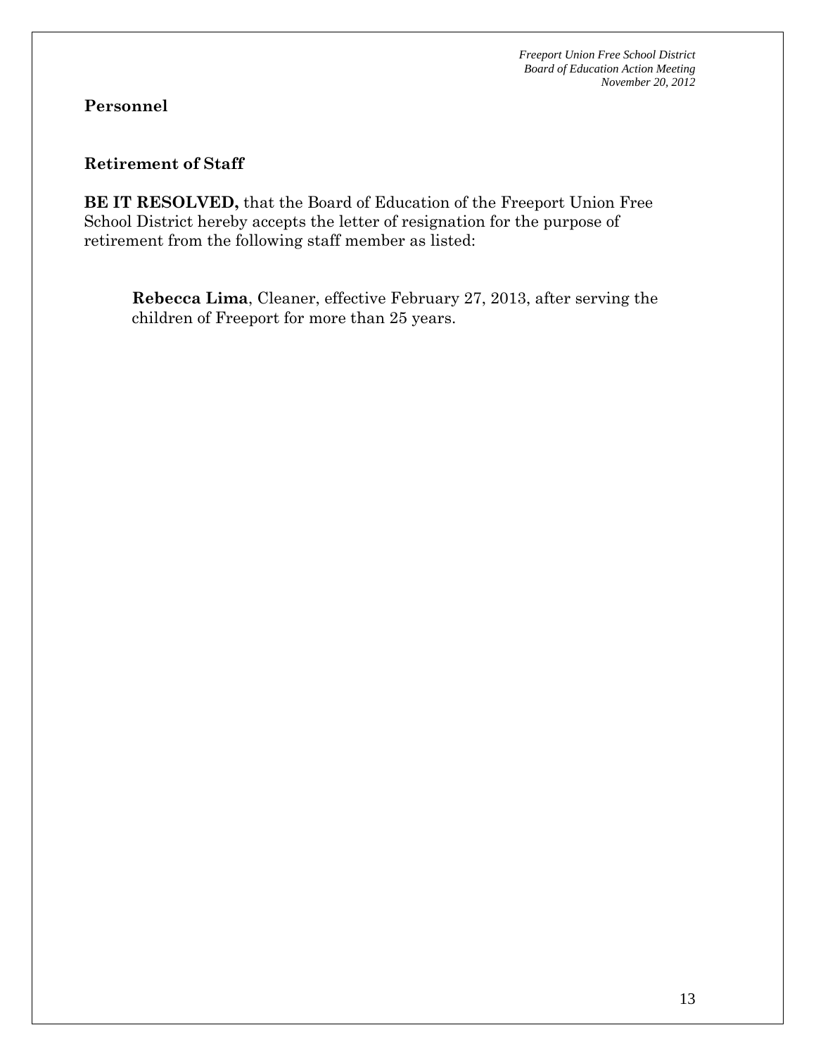## Personnel

### Retirement of Staff

**BE IT RESOLVED,** that the Board of Education of the Freeport Union Free School District hereby accepts the letter of resignation for the purpose of retirement from the following staff member as listed:

> **Rebecca Lima**, Cleaner, effective February 27, 2013, after serving the children of Freeport for more than 25 years.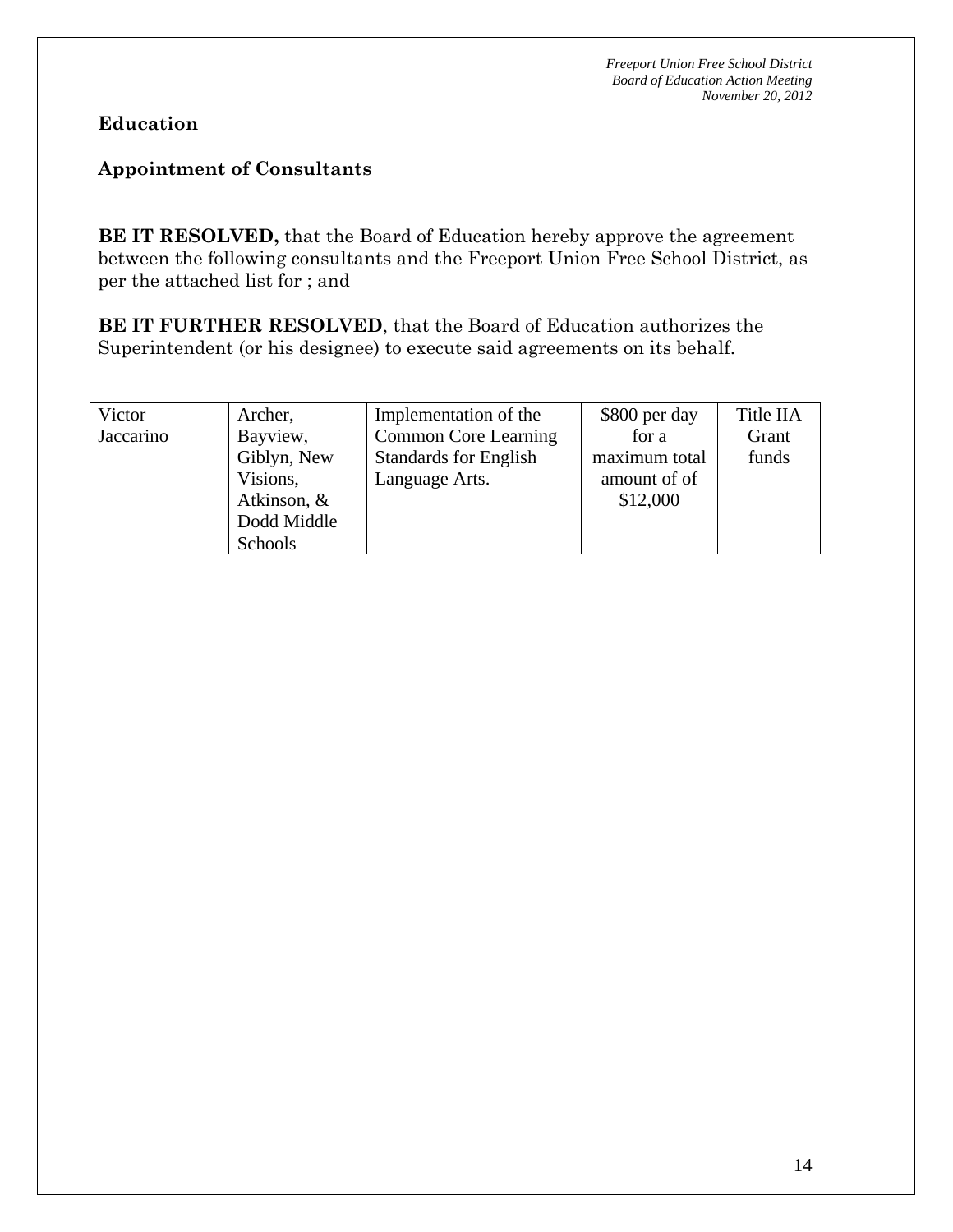## Education

### Appointment of Consultants

**BE IT RESOLVED,** that the Board of Education hereby approve the agreement between the following consultants and the Freeport Union Free School District, as per the attached list for ; and

**BE IT FURTHER RESOLVED**, that the Board of Education authorizes the Superintendent (or his designee) to execute said agreements on its behalf.

| | | | | |
|---|---|---|---|---|
| Victor Jaccarino | Archer, Bayview, Giblyn, New Visions, Atkinson, & Dodd Middle Schools | Implementation of the Common Core Learning Standards for English Language Arts. | $800 per day for a maximum total amount of of $12,000 | Title IIA Grant funds |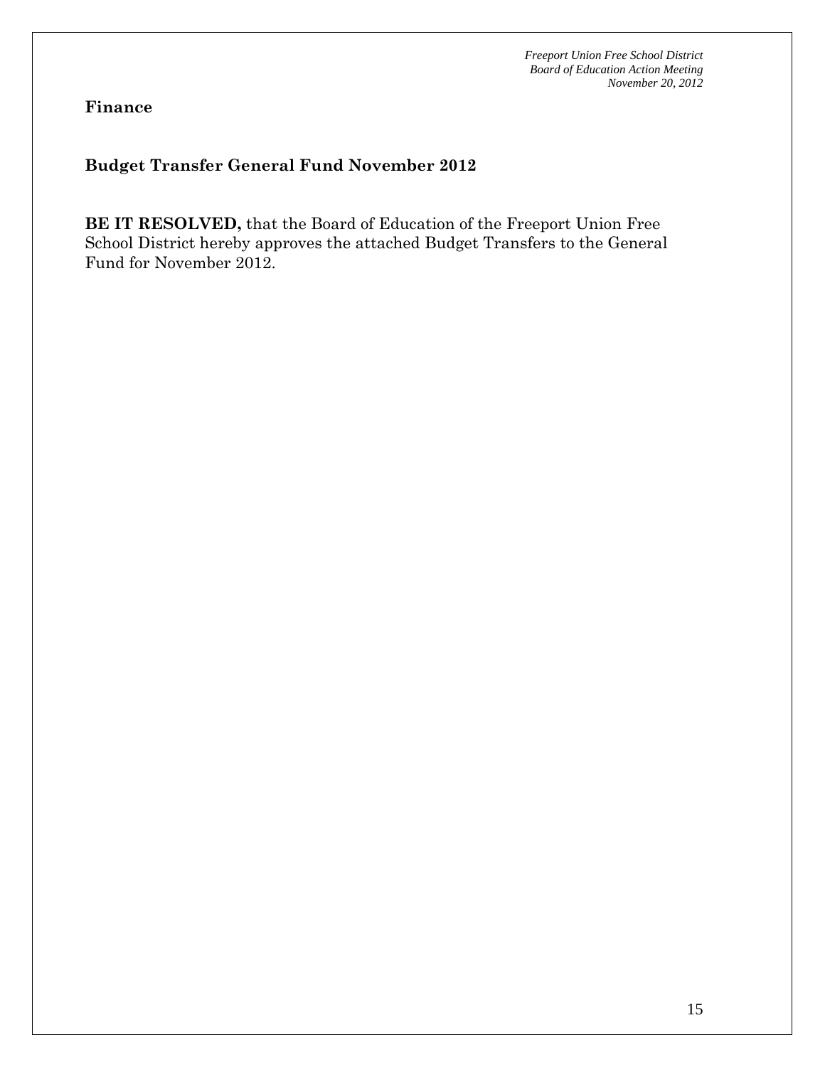**Finance**

**Budget Transfer General Fund November 2012**

**BE IT RESOLVED,** that the Board of Education of the Freeport Union Free School District hereby approves the attached Budget Transfers to the General Fund for November 2012.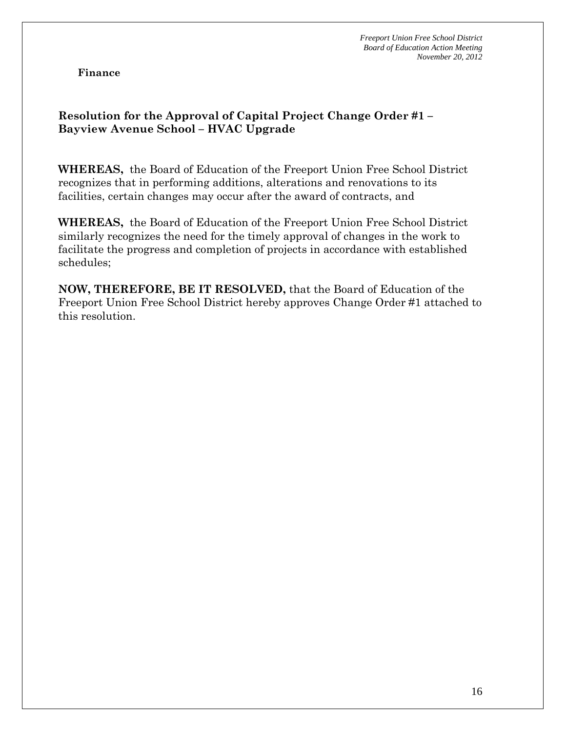**Finance**

## Resolution for the Approval of Capital Project Change Order #1 – Bayview Avenue School – HVAC Upgrade

**WHEREAS,** the Board of Education of the Freeport Union Free School District recognizes that in performing additions, alterations and renovations to its facilities, certain changes may occur after the award of contracts, and

**WHEREAS,** the Board of Education of the Freeport Union Free School District similarly recognizes the need for the timely approval of changes in the work to facilitate the progress and completion of projects in accordance with established schedules;

**NOW, THEREFORE, BE IT RESOLVED,** that the Board of Education of the Freeport Union Free School District hereby approves Change Order #1 attached to this resolution.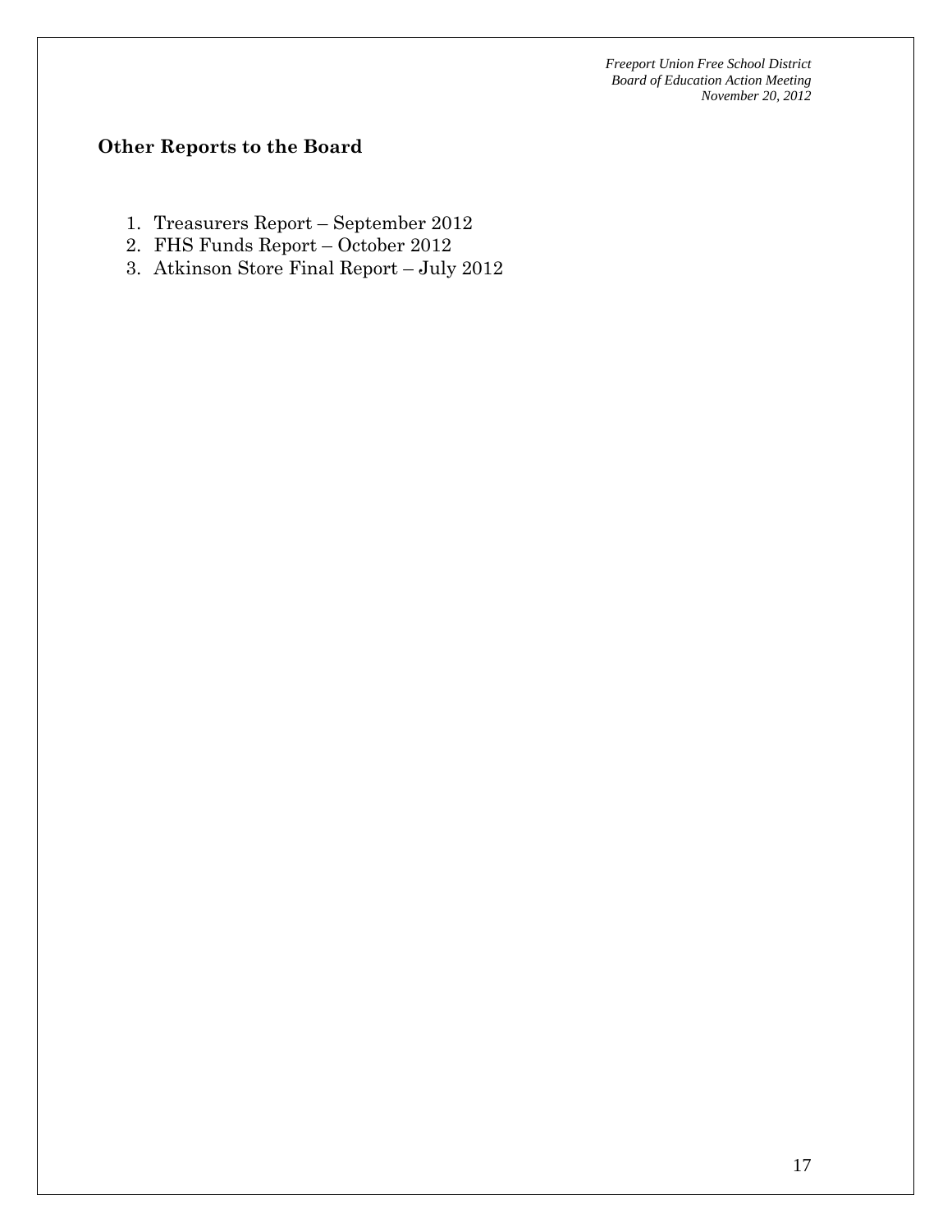**Other Reports to the Board**

1. Treasurers Report – September 2012
2. FHS Funds Report – October 2012
3. Atkinson Store Final Report – July 2012